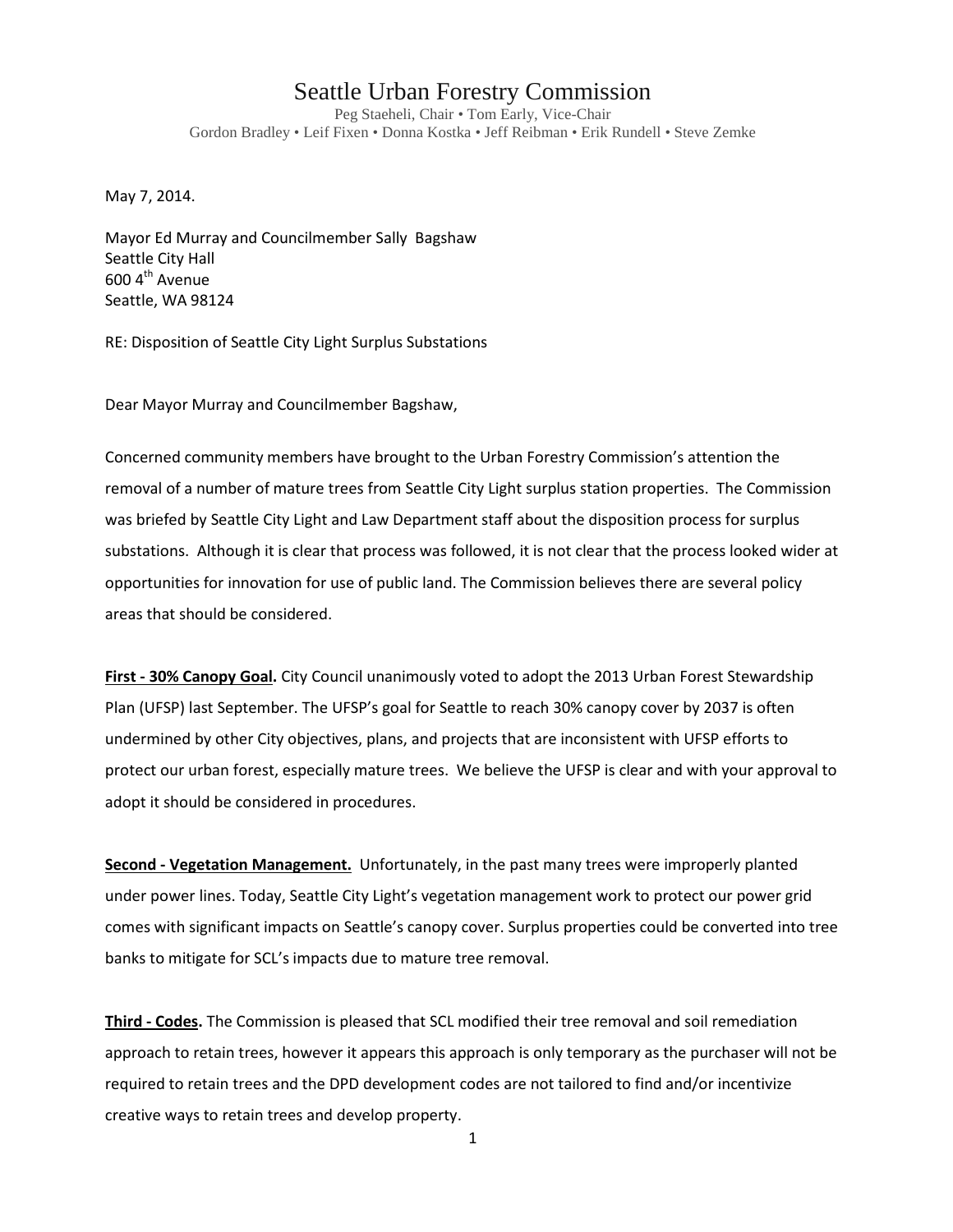# Seattle Urban Forestry Commission

Peg Staeheli, Chair • Tom Early, Vice-Chair
Gordon Bradley • Leif Fixen • Donna Kostka • Jeff Reibman • Erik Rundell • Steve Zemke

May 7, 2014.

Mayor Ed Murray and Councilmember Sally Bagshaw
Seattle City Hall
600 4th Avenue
Seattle, WA 98124

RE: Disposition of Seattle City Light Surplus Substations

Dear Mayor Murray and Councilmember Bagshaw,

Concerned community members have brought to the Urban Forestry Commission's attention the removal of a number of mature trees from Seattle City Light surplus station properties. The Commission was briefed by Seattle City Light and Law Department staff about the disposition process for surplus substations. Although it is clear that process was followed, it is not clear that the process looked wider at opportunities for innovation for use of public land. The Commission believes there are several policy areas that should be considered.

**First - 30% Canopy Goal.** City Council unanimously voted to adopt the 2013 Urban Forest Stewardship Plan (UFSP) last September. The UFSP's goal for Seattle to reach 30% canopy cover by 2037 is often undermined by other City objectives, plans, and projects that are inconsistent with UFSP efforts to protect our urban forest, especially mature trees. We believe the UFSP is clear and with your approval to adopt it should be considered in procedures.

**Second - Vegetation Management.** Unfortunately, in the past many trees were improperly planted under power lines. Today, Seattle City Light's vegetation management work to protect our power grid comes with significant impacts on Seattle's canopy cover. Surplus properties could be converted into tree banks to mitigate for SCL's impacts due to mature tree removal.

**Third - Codes.** The Commission is pleased that SCL modified their tree removal and soil remediation approach to retain trees, however it appears this approach is only temporary as the purchaser will not be required to retain trees and the DPD development codes are not tailored to find and/or incentivize creative ways to retain trees and develop property.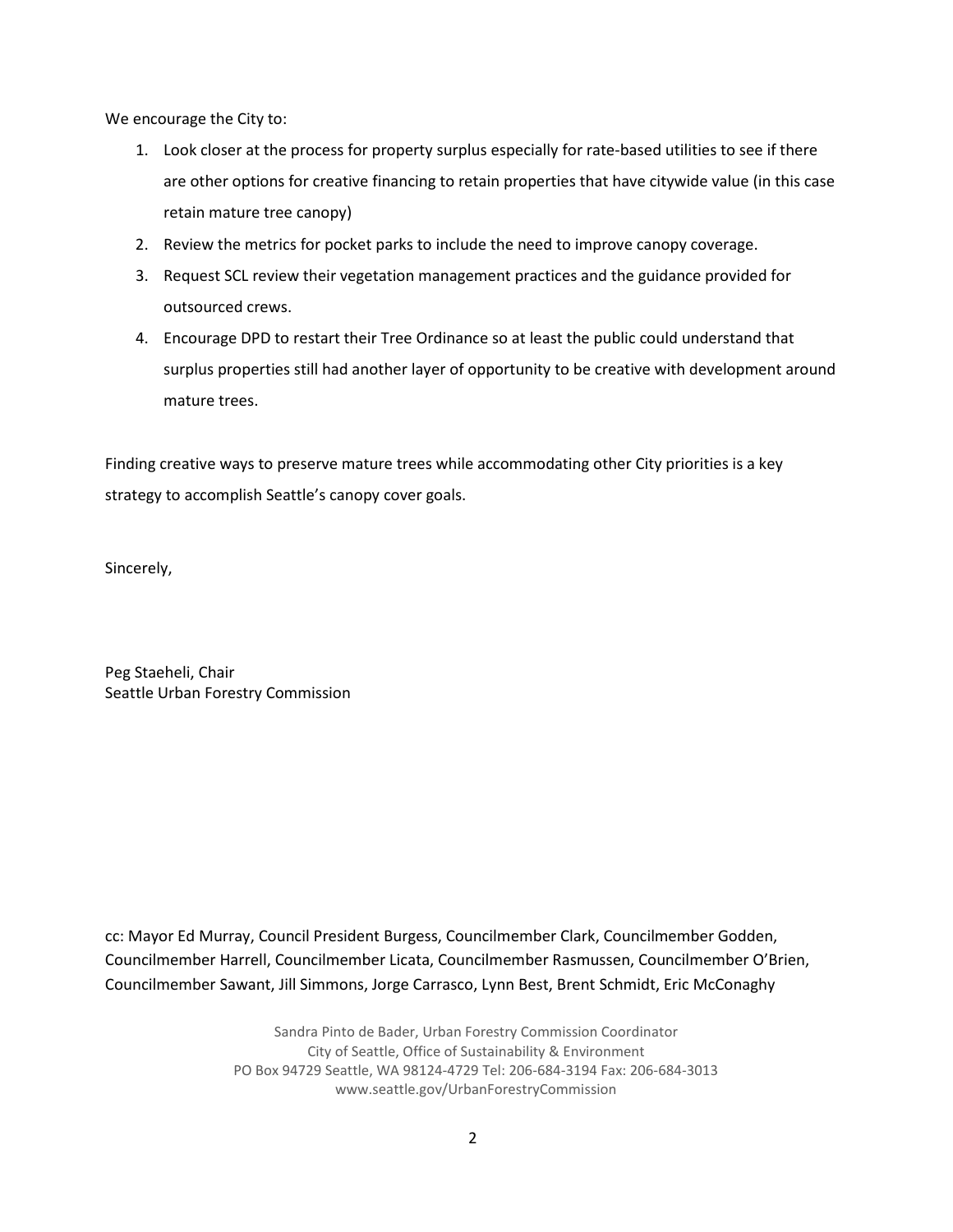We encourage the City to:

1. Look closer at the process for property surplus especially for rate-based utilities to see if there are other options for creative financing to retain properties that have citywide value (in this case retain mature tree canopy)
2. Review the metrics for pocket parks to include the need to improve canopy coverage.
3. Request SCL review their vegetation management practices and the guidance provided for outsourced crews.
4. Encourage DPD to restart their Tree Ordinance so at least the public could understand that surplus properties still had another layer of opportunity to be creative with development around mature trees.

Finding creative ways to preserve mature trees while accommodating other City priorities is a key strategy to accomplish Seattle's canopy cover goals.

Sincerely,

Peg Staeheli, Chair
Seattle Urban Forestry Commission

cc: Mayor Ed Murray, Council President Burgess, Councilmember Clark, Councilmember Godden, Councilmember Harrell, Councilmember Licata, Councilmember Rasmussen, Councilmember O'Brien, Councilmember Sawant, Jill Simmons, Jorge Carrasco, Lynn Best, Brent Schmidt, Eric McConaghy

Sandra Pinto de Bader, Urban Forestry Commission Coordinator
City of Seattle, Office of Sustainability & Environment
PO Box 94729 Seattle, WA 98124-4729 Tel: 206-684-3194 Fax: 206-684-3013
www.seattle.gov/UrbanForestryCommission